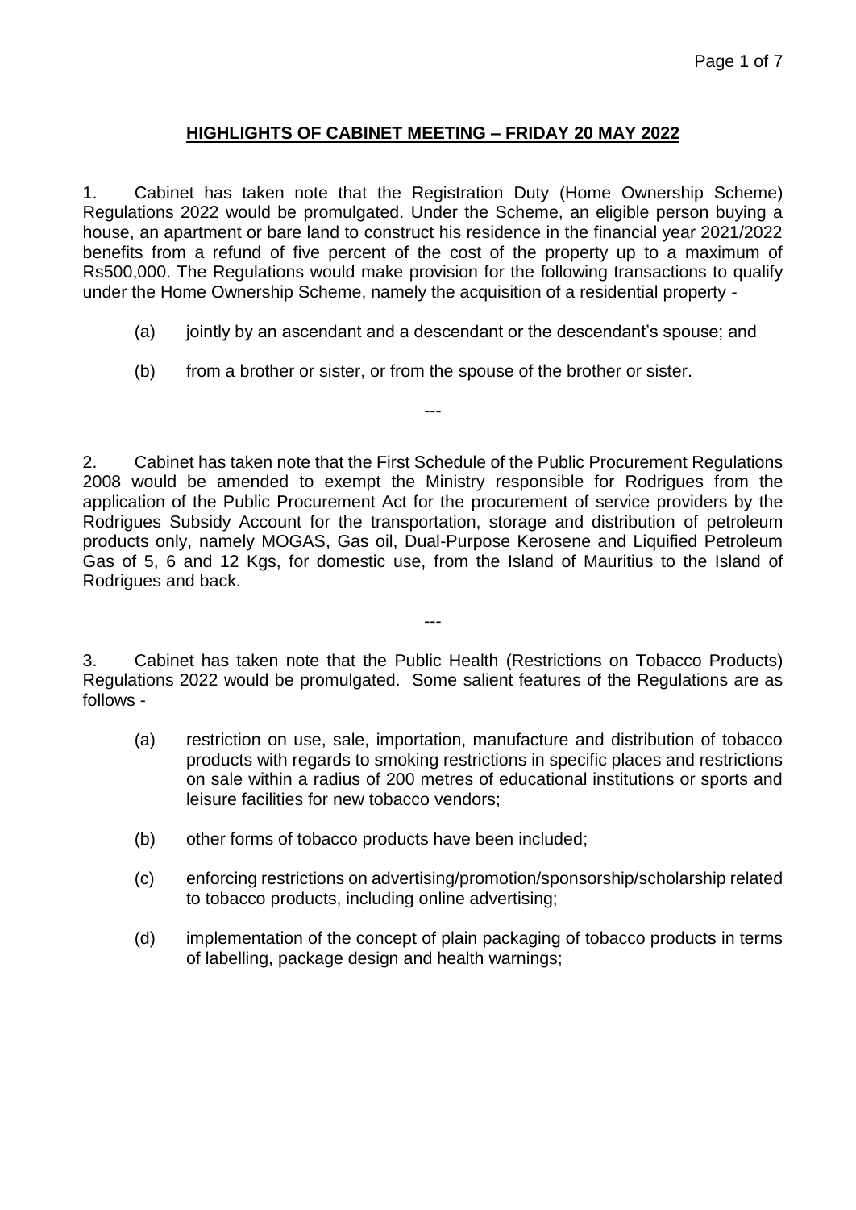# HIGHLIGHTS OF CABINET MEETING – FRIDAY 20 MAY 2022

1. Cabinet has taken note that the Registration Duty (Home Ownership Scheme) Regulations 2022 would be promulgated. Under the Scheme, an eligible person buying a house, an apartment or bare land to construct his residence in the financial year 2021/2022 benefits from a refund of five percent of the cost of the property up to a maximum of Rs500,000. The Regulations would make provision for the following transactions to qualify under the Home Ownership Scheme, namely the acquisition of a residential property -

   (a) jointly by an ascendant and a descendant or the descendant's spouse; and

   (b) from a brother or sister, or from the spouse of the brother or sister.

---

2. Cabinet has taken note that the First Schedule of the Public Procurement Regulations 2008 would be amended to exempt the Ministry responsible for Rodrigues from the application of the Public Procurement Act for the procurement of service providers by the Rodrigues Subsidy Account for the transportation, storage and distribution of petroleum products only, namely MOGAS, Gas oil, Dual-Purpose Kerosene and Liquified Petroleum Gas of 5, 6 and 12 Kgs, for domestic use, from the Island of Mauritius to the Island of Rodrigues and back.

---

3. Cabinet has taken note that the Public Health (Restrictions on Tobacco Products) Regulations 2022 would be promulgated. Some salient features of the Regulations are as follows -

   (a) restriction on use, sale, importation, manufacture and distribution of tobacco products with regards to smoking restrictions in specific places and restrictions on sale within a radius of 200 metres of educational institutions or sports and leisure facilities for new tobacco vendors;

   (b) other forms of tobacco products have been included;

   (c) enforcing restrictions on advertising/promotion/sponsorship/scholarship related to tobacco products, including online advertising;

   (d) implementation of the concept of plain packaging of tobacco products in terms of labelling, package design and health warnings;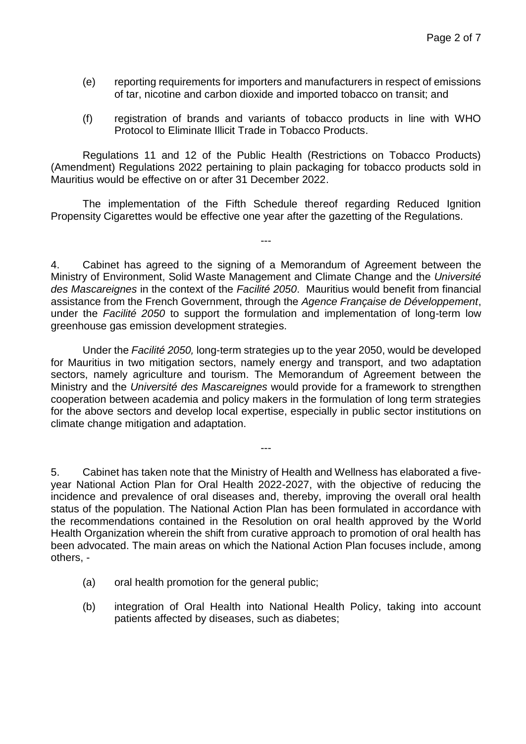(e) reporting requirements for importers and manufacturers in respect of emissions of tar, nicotine and carbon dioxide and imported tobacco on transit; and

(f) registration of brands and variants of tobacco products in line with WHO Protocol to Eliminate Illicit Trade in Tobacco Products.

Regulations 11 and 12 of the Public Health (Restrictions on Tobacco Products) (Amendment) Regulations 2022 pertaining to plain packaging for tobacco products sold in Mauritius would be effective on or after 31 December 2022.

The implementation of the Fifth Schedule thereof regarding Reduced Ignition Propensity Cigarettes would be effective one year after the gazetting of the Regulations.

---

4. Cabinet has agreed to the signing of a Memorandum of Agreement between the Ministry of Environment, Solid Waste Management and Climate Change and the *Université des Mascareignes* in the context of the *Facilité 2050*. Mauritius would benefit from financial assistance from the French Government, through the *Agence Française de Développement*, under the *Facilité 2050* to support the formulation and implementation of long-term low greenhouse gas emission development strategies.

Under the *Facilité 2050,* long-term strategies up to the year 2050, would be developed for Mauritius in two mitigation sectors, namely energy and transport, and two adaptation sectors, namely agriculture and tourism. The Memorandum of Agreement between the Ministry and the *Université des Mascareignes* would provide for a framework to strengthen cooperation between academia and policy makers in the formulation of long term strategies for the above sectors and develop local expertise, especially in public sector institutions on climate change mitigation and adaptation.

---

5. Cabinet has taken note that the Ministry of Health and Wellness has elaborated a five-year National Action Plan for Oral Health 2022-2027, with the objective of reducing the incidence and prevalence of oral diseases and, thereby, improving the overall oral health status of the population. The National Action Plan has been formulated in accordance with the recommendations contained in the Resolution on oral health approved by the World Health Organization wherein the shift from curative approach to promotion of oral health has been advocated. The main areas on which the National Action Plan focuses include, among others, -

(a) oral health promotion for the general public;

(b) integration of Oral Health into National Health Policy, taking into account patients affected by diseases, such as diabetes;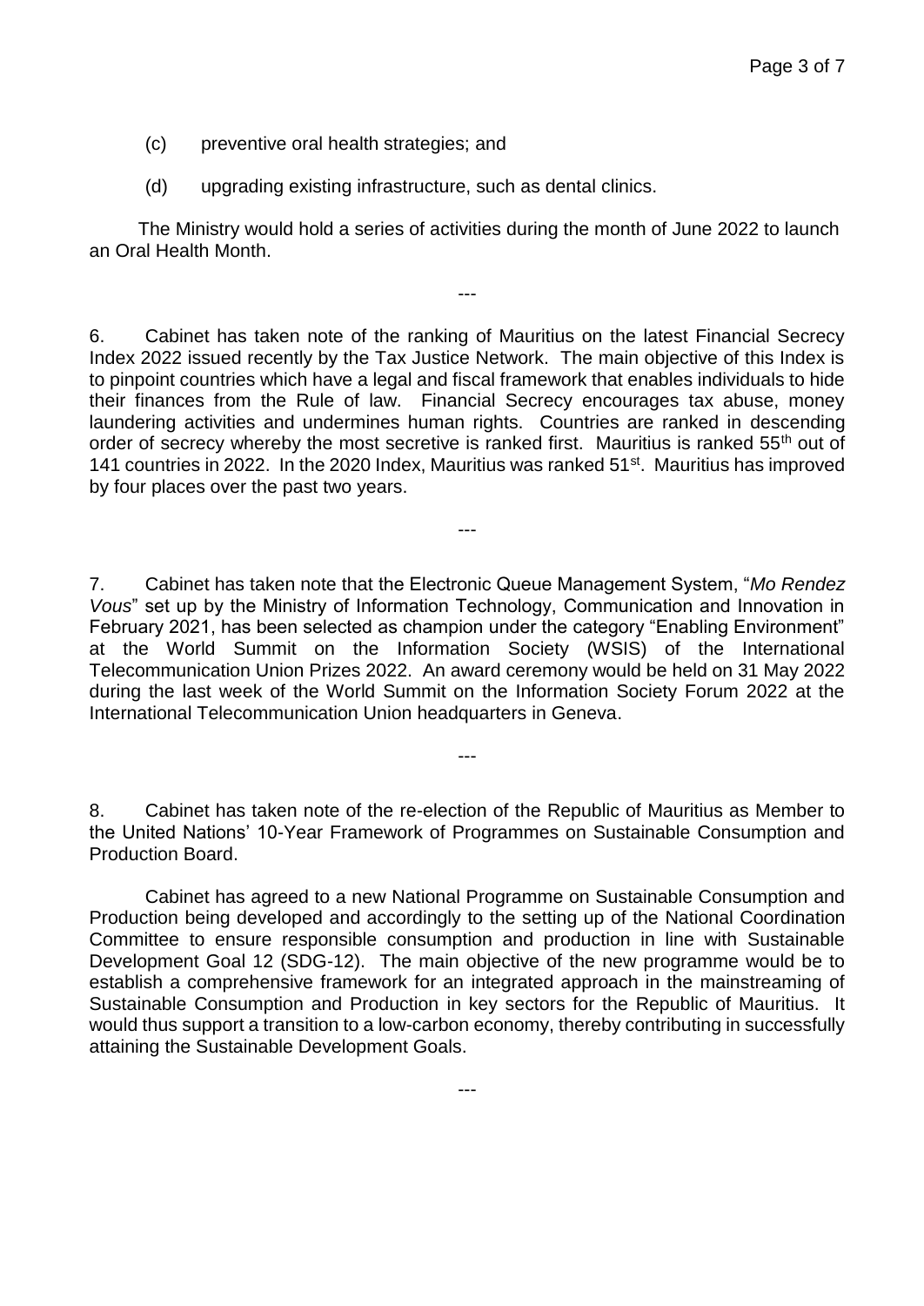(c) preventive oral health strategies; and

(d) upgrading existing infrastructure, such as dental clinics.

The Ministry would hold a series of activities during the month of June 2022 to launch an Oral Health Month.

---

6. Cabinet has taken note of the ranking of Mauritius on the latest Financial Secrecy Index 2022 issued recently by the Tax Justice Network. The main objective of this Index is to pinpoint countries which have a legal and fiscal framework that enables individuals to hide their finances from the Rule of law. Financial Secrecy encourages tax abuse, money laundering activities and undermines human rights. Countries are ranked in descending order of secrecy whereby the most secretive is ranked first. Mauritius is ranked 55th out of 141 countries in 2022. In the 2020 Index, Mauritius was ranked 51st. Mauritius has improved by four places over the past two years.

---

7. Cabinet has taken note that the Electronic Queue Management System, "*Mo Rendez Vous*" set up by the Ministry of Information Technology, Communication and Innovation in February 2021, has been selected as champion under the category "Enabling Environment" at the World Summit on the Information Society (WSIS) of the International Telecommunication Union Prizes 2022. An award ceremony would be held on 31 May 2022 during the last week of the World Summit on the Information Society Forum 2022 at the International Telecommunication Union headquarters in Geneva.

---

8. Cabinet has taken note of the re-election of the Republic of Mauritius as Member to the United Nations' 10-Year Framework of Programmes on Sustainable Consumption and Production Board.

Cabinet has agreed to a new National Programme on Sustainable Consumption and Production being developed and accordingly to the setting up of the National Coordination Committee to ensure responsible consumption and production in line with Sustainable Development Goal 12 (SDG-12). The main objective of the new programme would be to establish a comprehensive framework for an integrated approach in the mainstreaming of Sustainable Consumption and Production in key sectors for the Republic of Mauritius. It would thus support a transition to a low-carbon economy, thereby contributing in successfully attaining the Sustainable Development Goals.

---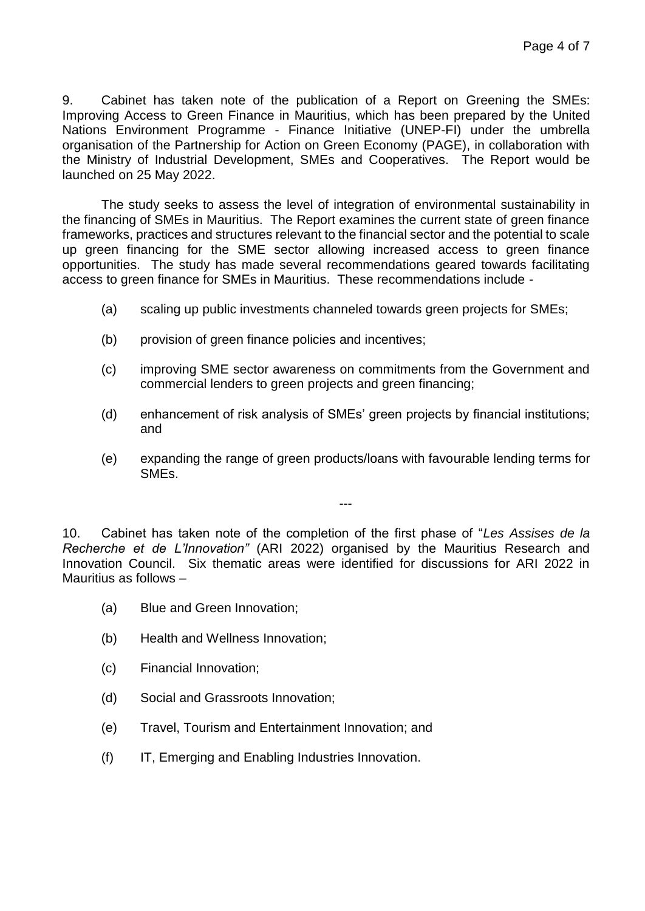9. Cabinet has taken note of the publication of a Report on Greening the SMEs: Improving Access to Green Finance in Mauritius, which has been prepared by the United Nations Environment Programme - Finance Initiative (UNEP-FI) under the umbrella organisation of the Partnership for Action on Green Economy (PAGE), in collaboration with the Ministry of Industrial Development, SMEs and Cooperatives. The Report would be launched on 25 May 2022.

The study seeks to assess the level of integration of environmental sustainability in the financing of SMEs in Mauritius. The Report examines the current state of green finance frameworks, practices and structures relevant to the financial sector and the potential to scale up green financing for the SME sector allowing increased access to green finance opportunities. The study has made several recommendations geared towards facilitating access to green finance for SMEs in Mauritius. These recommendations include -

(a) scaling up public investments channeled towards green projects for SMEs;

(b) provision of green finance policies and incentives;

(c) improving SME sector awareness on commitments from the Government and commercial lenders to green projects and green financing;

(d) enhancement of risk analysis of SMEs' green projects by financial institutions; and

(e) expanding the range of green products/loans with favourable lending terms for SMEs.

---

10. Cabinet has taken note of the completion of the first phase of "*Les Assises de la Recherche et de L'Innovation"* (ARI 2022) organised by the Mauritius Research and Innovation Council. Six thematic areas were identified for discussions for ARI 2022 in Mauritius as follows –

(a) Blue and Green Innovation;

(b) Health and Wellness Innovation;

(c) Financial Innovation;

(d) Social and Grassroots Innovation;

(e) Travel, Tourism and Entertainment Innovation; and

(f) IT, Emerging and Enabling Industries Innovation.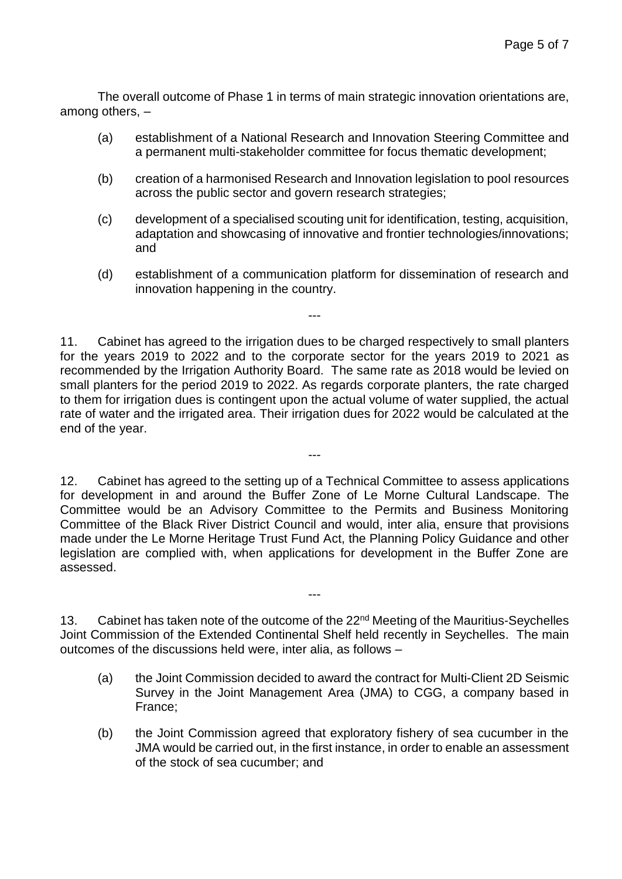The overall outcome of Phase 1 in terms of main strategic innovation orientations are, among others, –

(a) establishment of a National Research and Innovation Steering Committee and a permanent multi-stakeholder committee for focus thematic development;

(b) creation of a harmonised Research and Innovation legislation to pool resources across the public sector and govern research strategies;

(c) development of a specialised scouting unit for identification, testing, acquisition, adaptation and showcasing of innovative and frontier technologies/innovations; and

(d) establishment of a communication platform for dissemination of research and innovation happening in the country.

---

11. Cabinet has agreed to the irrigation dues to be charged respectively to small planters for the years 2019 to 2022 and to the corporate sector for the years 2019 to 2021 as recommended by the Irrigation Authority Board. The same rate as 2018 would be levied on small planters for the period 2019 to 2022. As regards corporate planters, the rate charged to them for irrigation dues is contingent upon the actual volume of water supplied, the actual rate of water and the irrigated area. Their irrigation dues for 2022 would be calculated at the end of the year.

---

12. Cabinet has agreed to the setting up of a Technical Committee to assess applications for development in and around the Buffer Zone of Le Morne Cultural Landscape. The Committee would be an Advisory Committee to the Permits and Business Monitoring Committee of the Black River District Council and would, inter alia, ensure that provisions made under the Le Morne Heritage Trust Fund Act, the Planning Policy Guidance and other legislation are complied with, when applications for development in the Buffer Zone are assessed.

---

13. Cabinet has taken note of the outcome of the 22nd Meeting of the Mauritius-Seychelles Joint Commission of the Extended Continental Shelf held recently in Seychelles. The main outcomes of the discussions held were, inter alia, as follows –

(a) the Joint Commission decided to award the contract for Multi-Client 2D Seismic Survey in the Joint Management Area (JMA) to CGG, a company based in France;

(b) the Joint Commission agreed that exploratory fishery of sea cucumber in the JMA would be carried out, in the first instance, in order to enable an assessment of the stock of sea cucumber; and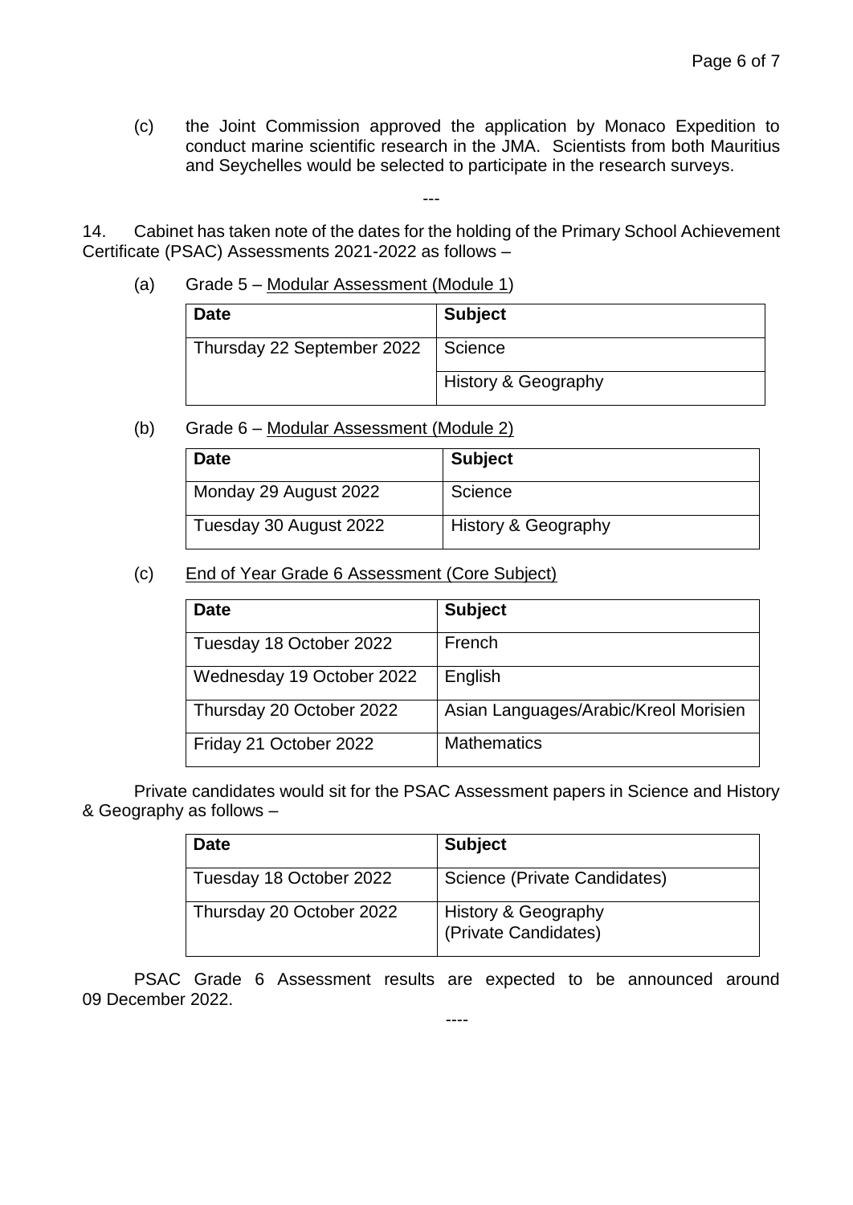(c) the Joint Commission approved the application by Monaco Expedition to conduct marine scientific research in the JMA. Scientists from both Mauritius and Seychelles would be selected to participate in the research surveys.

---

14. Cabinet has taken note of the dates for the holding of the Primary School Achievement Certificate (PSAC) Assessments 2021-2022 as follows –

(a) Grade 5 – Modular Assessment (Module 1)

| **Date** | **Subject** |
|---|---|
| Thursday 22 September 2022 | Science |
| | History & Geography |

(b) Grade 6 – Modular Assessment (Module 2)

| **Date** | **Subject** |
|---|---|
| Monday 29 August 2022 | Science |
| Tuesday 30 August 2022 | History & Geography |

(c) End of Year Grade 6 Assessment (Core Subject)

| **Date** | **Subject** |
|---|---|
| Tuesday 18 October 2022 | French |
| Wednesday 19 October 2022 | English |
| Thursday 20 October 2022 | Asian Languages/Arabic/Kreol Morisien |
| Friday 21 October 2022 | Mathematics |

Private candidates would sit for the PSAC Assessment papers in Science and History & Geography as follows –

| **Date** | **Subject** |
|---|---|
| Tuesday 18 October 2022 | Science (Private Candidates) |
| Thursday 20 October 2022 | History & Geography (Private Candidates) |

PSAC Grade 6 Assessment results are expected to be announced around 09 December 2022.

----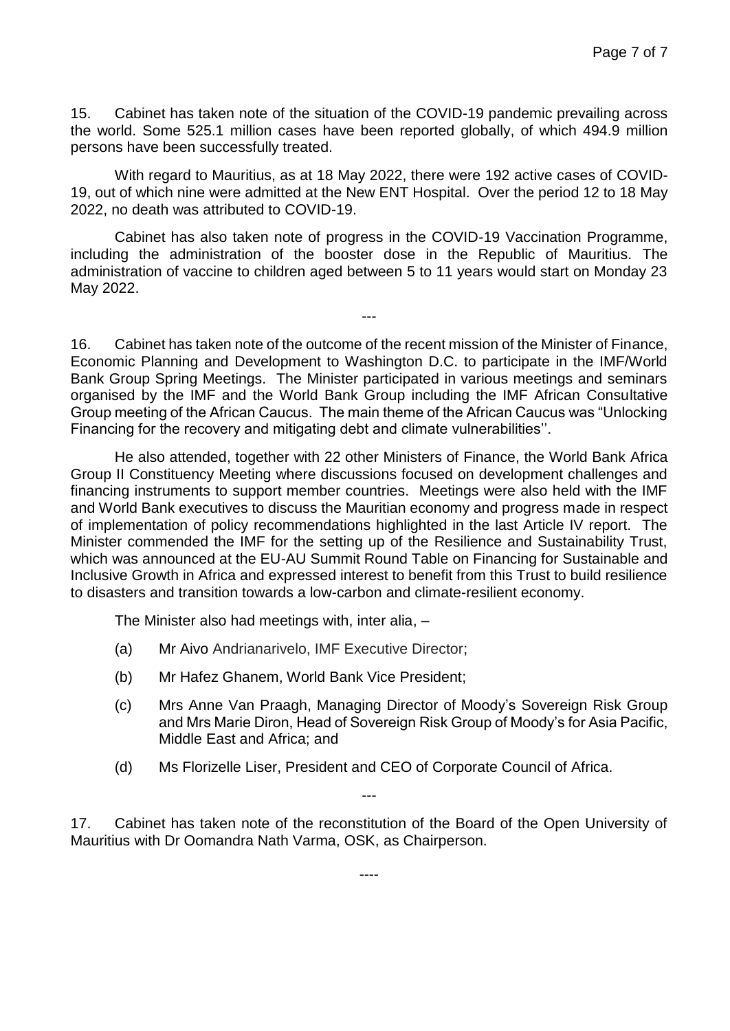15. Cabinet has taken note of the situation of the COVID-19 pandemic prevailing across the world. Some 525.1 million cases have been reported globally, of which 494.9 million persons have been successfully treated.

With regard to Mauritius, as at 18 May 2022, there were 192 active cases of COVID-19, out of which nine were admitted at the New ENT Hospital. Over the period 12 to 18 May 2022, no death was attributed to COVID-19.

Cabinet has also taken note of progress in the COVID-19 Vaccination Programme, including the administration of the booster dose in the Republic of Mauritius. The administration of vaccine to children aged between 5 to 11 years would start on Monday 23 May 2022.

---

16. Cabinet has taken note of the outcome of the recent mission of the Minister of Finance, Economic Planning and Development to Washington D.C. to participate in the IMF/World Bank Group Spring Meetings. The Minister participated in various meetings and seminars organised by the IMF and the World Bank Group including the IMF African Consultative Group meeting of the African Caucus. The main theme of the African Caucus was "Unlocking Financing for the recovery and mitigating debt and climate vulnerabilities''.

He also attended, together with 22 other Ministers of Finance, the World Bank Africa Group II Constituency Meeting where discussions focused on development challenges and financing instruments to support member countries. Meetings were also held with the IMF and World Bank executives to discuss the Mauritian economy and progress made in respect of implementation of policy recommendations highlighted in the last Article IV report. The Minister commended the IMF for the setting up of the Resilience and Sustainability Trust, which was announced at the EU-AU Summit Round Table on Financing for Sustainable and Inclusive Growth in Africa and expressed interest to benefit from this Trust to build resilience to disasters and transition towards a low-carbon and climate-resilient economy.

The Minister also had meetings with, inter alia, –

(a) Mr Aivo Andrianarivelo, IMF Executive Director;

(b) Mr Hafez Ghanem, World Bank Vice President;

(c) Mrs Anne Van Praagh, Managing Director of Moody's Sovereign Risk Group and Mrs Marie Diron, Head of Sovereign Risk Group of Moody's for Asia Pacific, Middle East and Africa; and

(d) Ms Florizelle Liser, President and CEO of Corporate Council of Africa.

---

17. Cabinet has taken note of the reconstitution of the Board of the Open University of Mauritius with Dr Oomandra Nath Varma, OSK, as Chairperson.

----